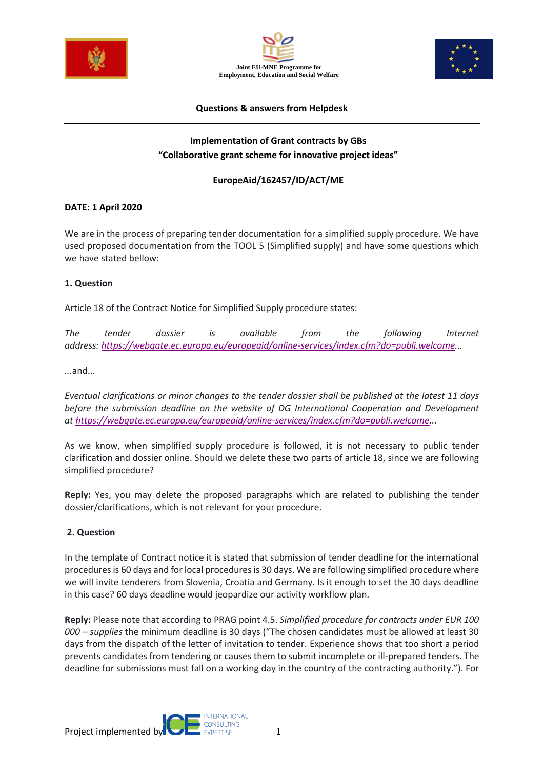Joint EU-MNE Programme for
Employment, Education and Social Welfare

**Questions & answers from Helpdesk**

---

**Implementation of Grant contracts by GBs**
**"Collaborative grant scheme for innovative project ideas"**

**EuropeAid/162457/ID/ACT/ME**

**DATE: 1 April 2020**

We are in the process of preparing tender documentation for a simplified supply procedure. We have used proposed documentation from the TOOL 5 (Simplified supply) and have some questions which we have stated bellow:

**1. Question**

Article 18 of the Contract Notice for Simplified Supply procedure states:

*The tender dossier is available from the following Internet address: https://webgate.ec.europa.eu/europeaid/online-services/index.cfm?do=publi.welcome...*

*...and...*

*Eventual clarifications or minor changes to the tender dossier shall be published at the latest 11 days before the submission deadline on the website of DG International Cooperation and Development at https://webgate.ec.europa.eu/europeaid/online-services/index.cfm?do=publi.welcome...*

As we know, when simplified supply procedure is followed, it is not necessary to public tender clarification and dossier online. Should we delete these two parts of article 18, since we are following simplified procedure?

**Reply:** Yes, you may delete the proposed paragraphs which are related to publishing the tender dossier/clarifications, which is not relevant for your procedure.

**2. Question**

In the template of Contract notice it is stated that submission of tender deadline for the international procedures is 60 days and for local procedures is 30 days. We are following simplified procedure where we will invite tenderers from Slovenia, Croatia and Germany. Is it enough to set the 30 days deadline in this case? 60 days deadline would jeopardize our activity workflow plan.

**Reply:** Please note that according to PRAG point 4.5. *Simplified procedure for contracts under EUR 100 000 – supplies* the minimum deadline is 30 days ("The chosen candidates must be allowed at least 30 days from the dispatch of the letter of invitation to tender. Experience shows that too short a period prevents candidates from tendering or causes them to submit incomplete or ill-prepared tenders. The deadline for submissions must fall on a working day in the country of the contracting authority."). For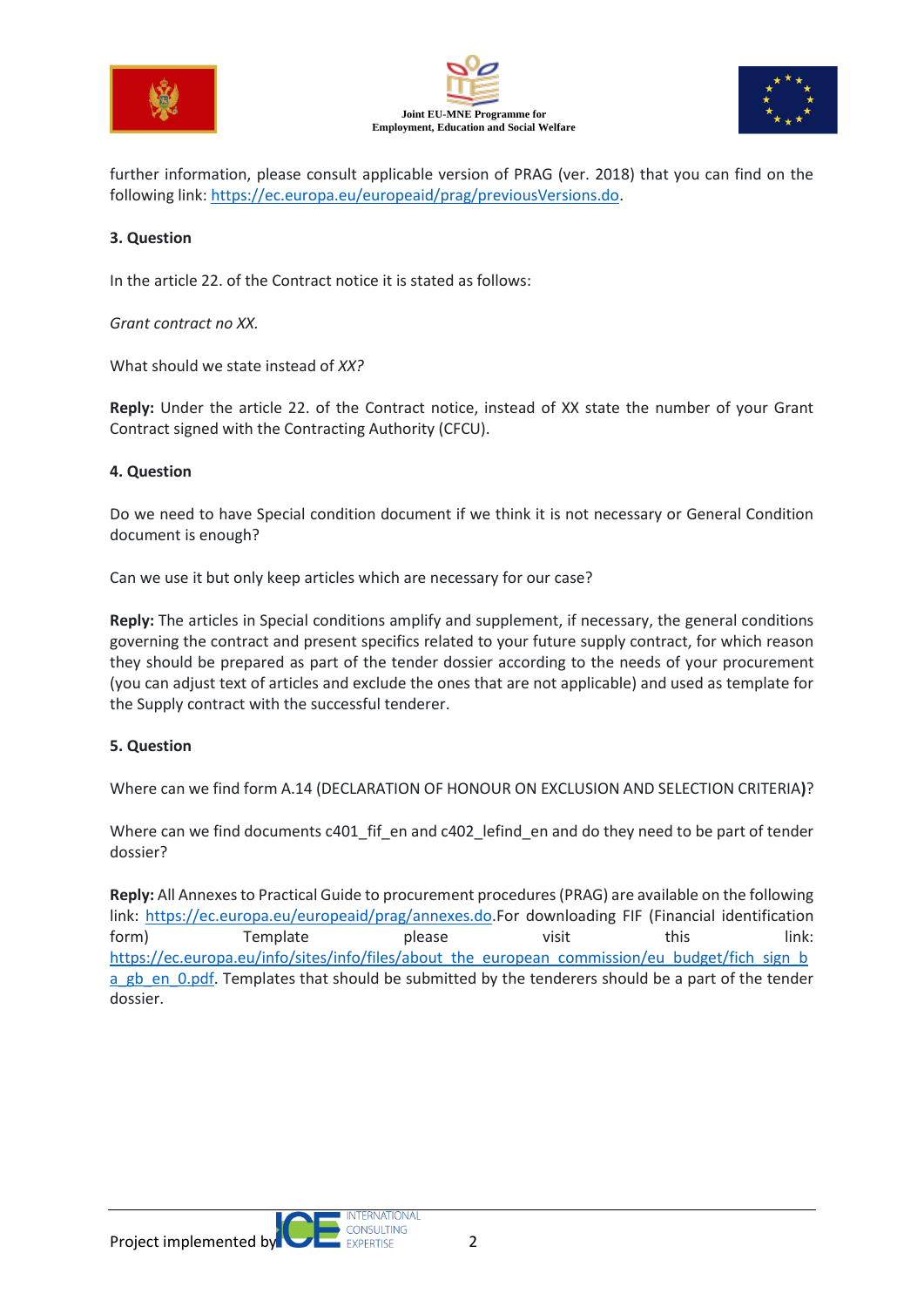further information, please consult applicable version of PRAG (ver. 2018) that you can find on the following link: https://ec.europa.eu/europeaid/prag/previousVersions.do.

**3. Question**

In the article 22. of the Contract notice it is stated as follows:

*Grant contract no XX.*

What should we state instead of *XX?*

**Reply:** Under the article 22. of the Contract notice, instead of XX state the number of your Grant Contract signed with the Contracting Authority (CFCU).

**4. Question**

Do we need to have Special condition document if we think it is not necessary or General Condition document is enough?

Can we use it but only keep articles which are necessary for our case?

**Reply:** The articles in Special conditions amplify and supplement, if necessary, the general conditions governing the contract and present specifics related to your future supply contract, for which reason they should be prepared as part of the tender dossier according to the needs of your procurement (you can adjust text of articles and exclude the ones that are not applicable) and used as template for the Supply contract with the successful tenderer.

**5. Question**

Where can we find form A.14 (DECLARATION OF HONOUR ON EXCLUSION AND SELECTION CRITERIA**)**?

Where can we find documents c401_fif_en and c402_lefind_en and do they need to be part of tender dossier?

**Reply:** All Annexes to Practical Guide to procurement procedures (PRAG) are available on the following link: https://ec.europa.eu/europeaid/prag/annexes.do.For downloading FIF (Financial identification form) Template please visit this link: https://ec.europa.eu/info/sites/info/files/about_the_european_commission/eu_budget/fich_sign_ba_gb_en_0.pdf. Templates that should be submitted by the tenderers should be a part of the tender dossier.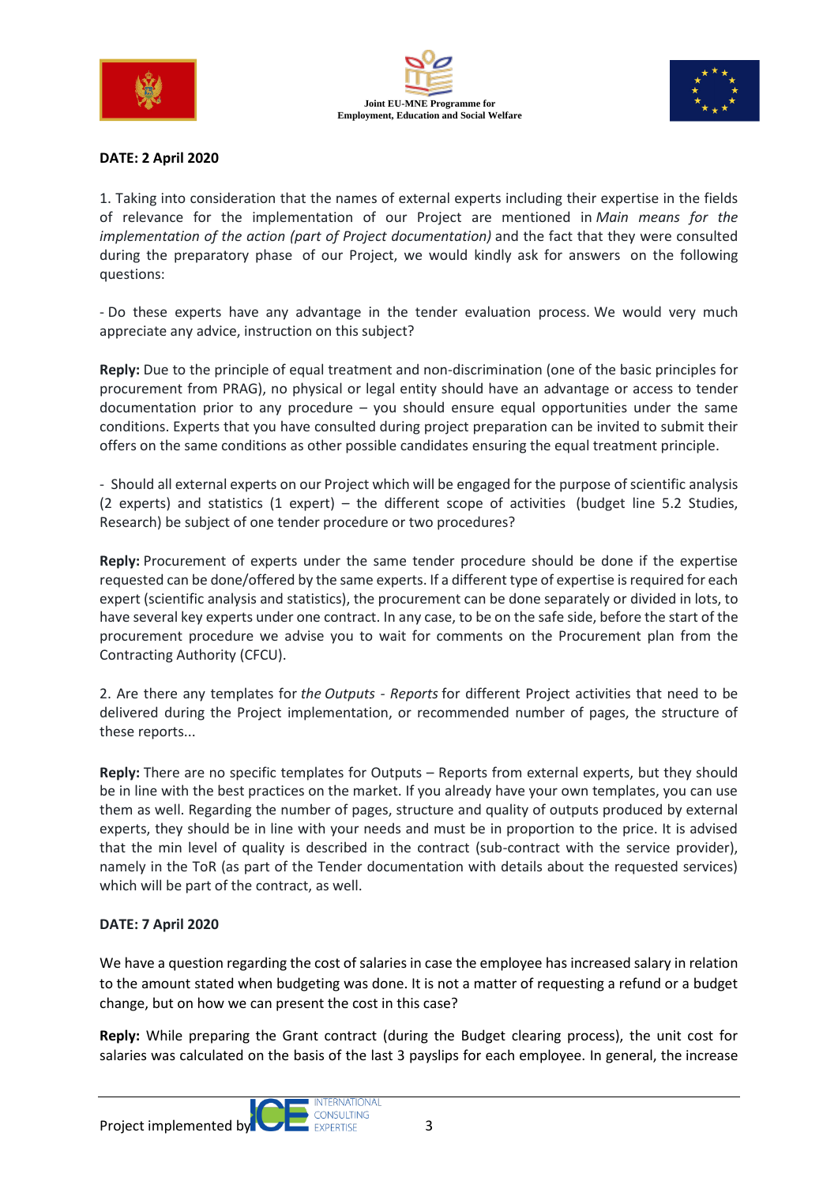**DATE: 2 April 2020**

1. Taking into consideration that the names of external experts including their expertise in the fields of relevance for the implementation of our Project are mentioned in *Main means for the implementation of the action (part of Project documentation)* and the fact that they were consulted during the preparatory phase of our Project, we would kindly ask for answers on the following questions:

- Do these experts have any advantage in the tender evaluation process. We would very much appreciate any advice, instruction on this subject?

**Reply:** Due to the principle of equal treatment and non-discrimination (one of the basic principles for procurement from PRAG), no physical or legal entity should have an advantage or access to tender documentation prior to any procedure – you should ensure equal opportunities under the same conditions. Experts that you have consulted during project preparation can be invited to submit their offers on the same conditions as other possible candidates ensuring the equal treatment principle.

- Should all external experts on our Project which will be engaged for the purpose of scientific analysis (2 experts) and statistics (1 expert) – the different scope of activities (budget line 5.2 Studies, Research) be subject of one tender procedure or two procedures?

**Reply:** Procurement of experts under the same tender procedure should be done if the expertise requested can be done/offered by the same experts. If a different type of expertise is required for each expert (scientific analysis and statistics), the procurement can be done separately or divided in lots, to have several key experts under one contract. In any case, to be on the safe side, before the start of the procurement procedure we advise you to wait for comments on the Procurement plan from the Contracting Authority (CFCU).

2. Are there any templates for *the Outputs - Reports* for different Project activities that need to be delivered during the Project implementation, or recommended number of pages, the structure of these reports...

**Reply:** There are no specific templates for Outputs – Reports from external experts, but they should be in line with the best practices on the market. If you already have your own templates, you can use them as well. Regarding the number of pages, structure and quality of outputs produced by external experts, they should be in line with your needs and must be in proportion to the price. It is advised that the min level of quality is described in the contract (sub-contract with the service provider), namely in the ToR (as part of the Tender documentation with details about the requested services) which will be part of the contract, as well.

**DATE: 7 April 2020**

We have a question regarding the cost of salaries in case the employee has increased salary in relation to the amount stated when budgeting was done. It is not a matter of requesting a refund or a budget change, but on how we can present the cost in this case?

**Reply:** While preparing the Grant contract (during the Budget clearing process), the unit cost for salaries was calculated on the basis of the last 3 payslips for each employee. In general, the increase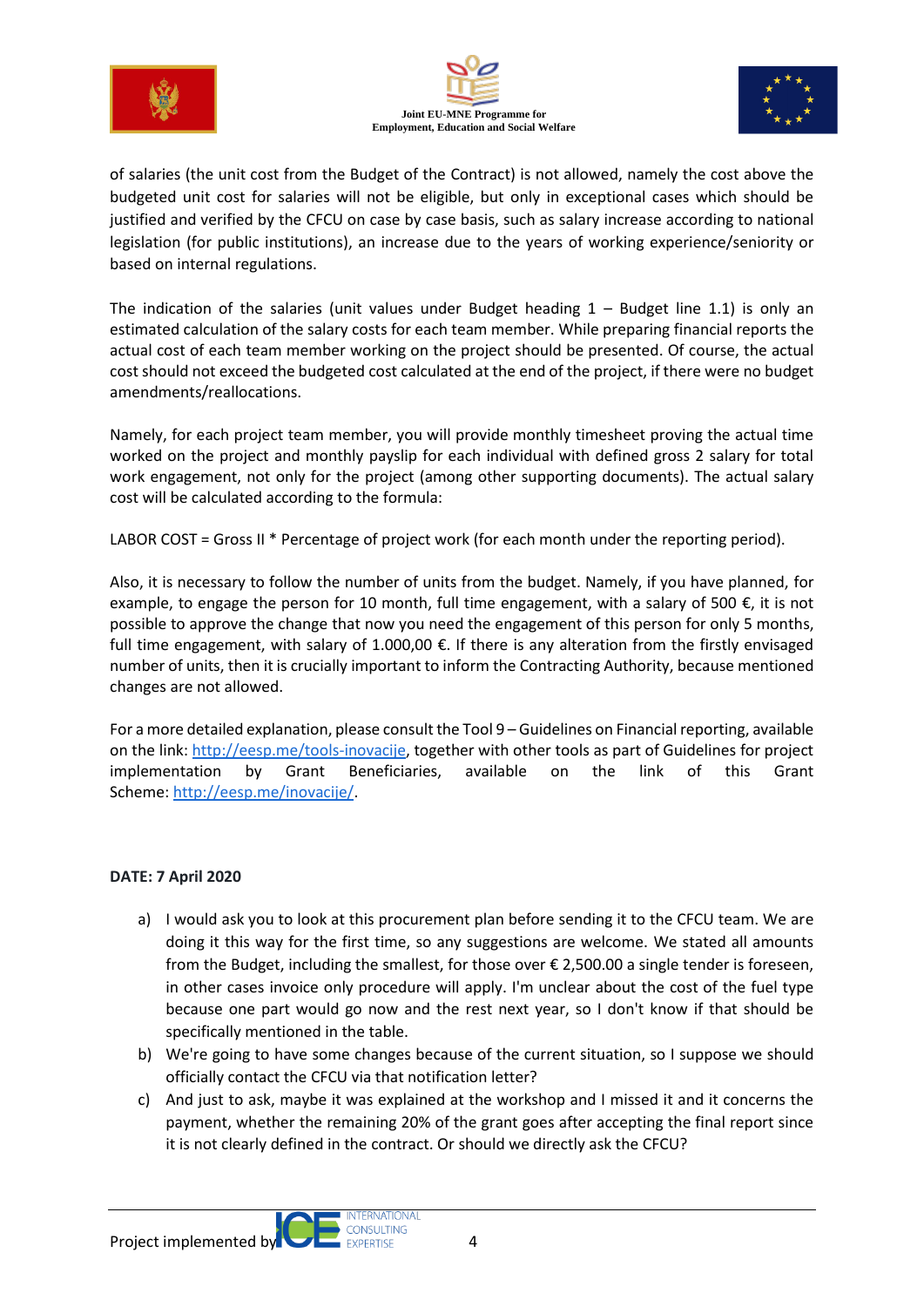of salaries (the unit cost from the Budget of the Contract) is not allowed, namely the cost above the budgeted unit cost for salaries will not be eligible, but only in exceptional cases which should be justified and verified by the CFCU on case by case basis, such as salary increase according to national legislation (for public institutions), an increase due to the years of working experience/seniority or based on internal regulations.

The indication of the salaries (unit values under Budget heading 1 – Budget line 1.1) is only an estimated calculation of the salary costs for each team member. While preparing financial reports the actual cost of each team member working on the project should be presented. Of course, the actual cost should not exceed the budgeted cost calculated at the end of the project, if there were no budget amendments/reallocations.

Namely, for each project team member, you will provide monthly timesheet proving the actual time worked on the project and monthly payslip for each individual with defined gross 2 salary for total work engagement, not only for the project (among other supporting documents). The actual salary cost will be calculated according to the formula:

LABOR COST = Gross II * Percentage of project work (for each month under the reporting period).

Also, it is necessary to follow the number of units from the budget. Namely, if you have planned, for example, to engage the person for 10 month, full time engagement, with a salary of 500 €, it is not possible to approve the change that now you need the engagement of this person for only 5 months, full time engagement, with salary of 1.000,00 €. If there is any alteration from the firstly envisaged number of units, then it is crucially important to inform the Contracting Authority, because mentioned changes are not allowed.

For a more detailed explanation, please consult the Tool 9 – Guidelines on Financial reporting, available on the link: http://eesp.me/tools-inovacije, together with other tools as part of Guidelines for project implementation by Grant Beneficiaries, available on the link of this Grant Scheme: http://eesp.me/inovacije/.

**DATE: 7 April 2020**

a) I would ask you to look at this procurement plan before sending it to the CFCU team. We are doing it this way for the first time, so any suggestions are welcome. We stated all amounts from the Budget, including the smallest, for those over € 2,500.00 a single tender is foreseen, in other cases invoice only procedure will apply. I'm unclear about the cost of the fuel type because one part would go now and the rest next year, so I don't know if that should be specifically mentioned in the table.

b) We're going to have some changes because of the current situation, so I suppose we should officially contact the CFCU via that notification letter?

c) And just to ask, maybe it was explained at the workshop and I missed it and it concerns the payment, whether the remaining 20% of the grant goes after accepting the final report since it is not clearly defined in the contract. Or should we directly ask the CFCU?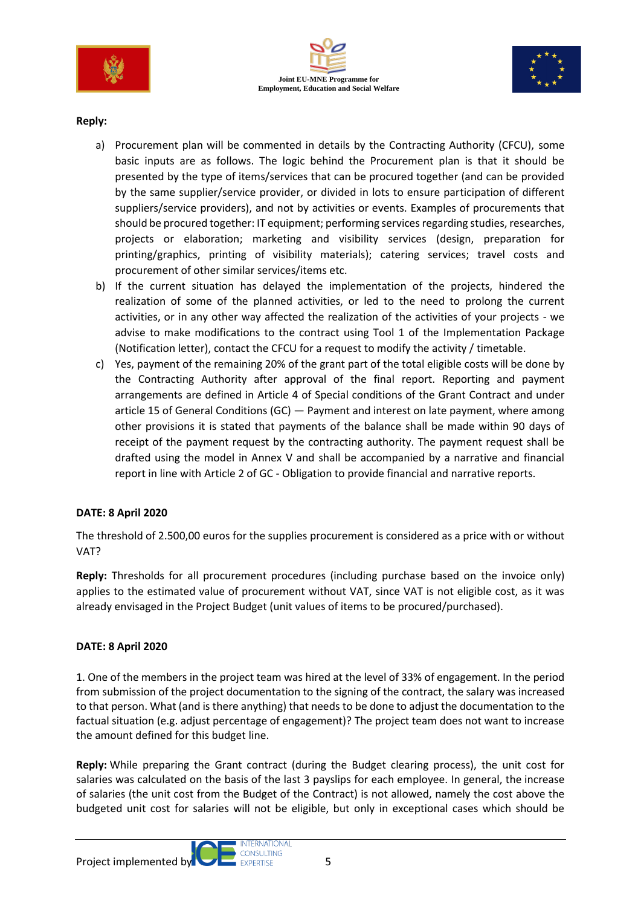**Reply:**

a) Procurement plan will be commented in details by the Contracting Authority (CFCU), some basic inputs are as follows. The logic behind the Procurement plan is that it should be presented by the type of items/services that can be procured together (and can be provided by the same supplier/service provider, or divided in lots to ensure participation of different suppliers/service providers), and not by activities or events. Examples of procurements that should be procured together: IT equipment; performing services regarding studies, researches, projects or elaboration; marketing and visibility services (design, preparation for printing/graphics, printing of visibility materials); catering services; travel costs and procurement of other similar services/items etc.

b) If the current situation has delayed the implementation of the projects, hindered the realization of some of the planned activities, or led to the need to prolong the current activities, or in any other way affected the realization of the activities of your projects - we advise to make modifications to the contract using Tool 1 of the Implementation Package (Notification letter), contact the CFCU for a request to modify the activity / timetable.

c) Yes, payment of the remaining 20% of the grant part of the total eligible costs will be done by the Contracting Authority after approval of the final report. Reporting and payment arrangements are defined in Article 4 of Special conditions of the Grant Contract and under article 15 of General Conditions (GC) — Payment and interest on late payment, where among other provisions it is stated that payments of the balance shall be made within 90 days of receipt of the payment request by the contracting authority. The payment request shall be drafted using the model in Annex V and shall be accompanied by a narrative and financial report in line with Article 2 of GC - Obligation to provide financial and narrative reports.

**DATE: 8 April 2020**

The threshold of 2.500,00 euros for the supplies procurement is considered as a price with or without VAT?

**Reply:** Thresholds for all procurement procedures (including purchase based on the invoice only) applies to the estimated value of procurement without VAT, since VAT is not eligible cost, as it was already envisaged in the Project Budget (unit values of items to be procured/purchased).

**DATE: 8 April 2020**

1. One of the members in the project team was hired at the level of 33% of engagement. In the period from submission of the project documentation to the signing of the contract, the salary was increased to that person. What (and is there anything) that needs to be done to adjust the documentation to the factual situation (e.g. adjust percentage of engagement)? The project team does not want to increase the amount defined for this budget line.

**Reply:** While preparing the Grant contract (during the Budget clearing process), the unit cost for salaries was calculated on the basis of the last 3 payslips for each employee. In general, the increase of salaries (the unit cost from the Budget of the Contract) is not allowed, namely the cost above the budgeted unit cost for salaries will not be eligible, but only in exceptional cases which should be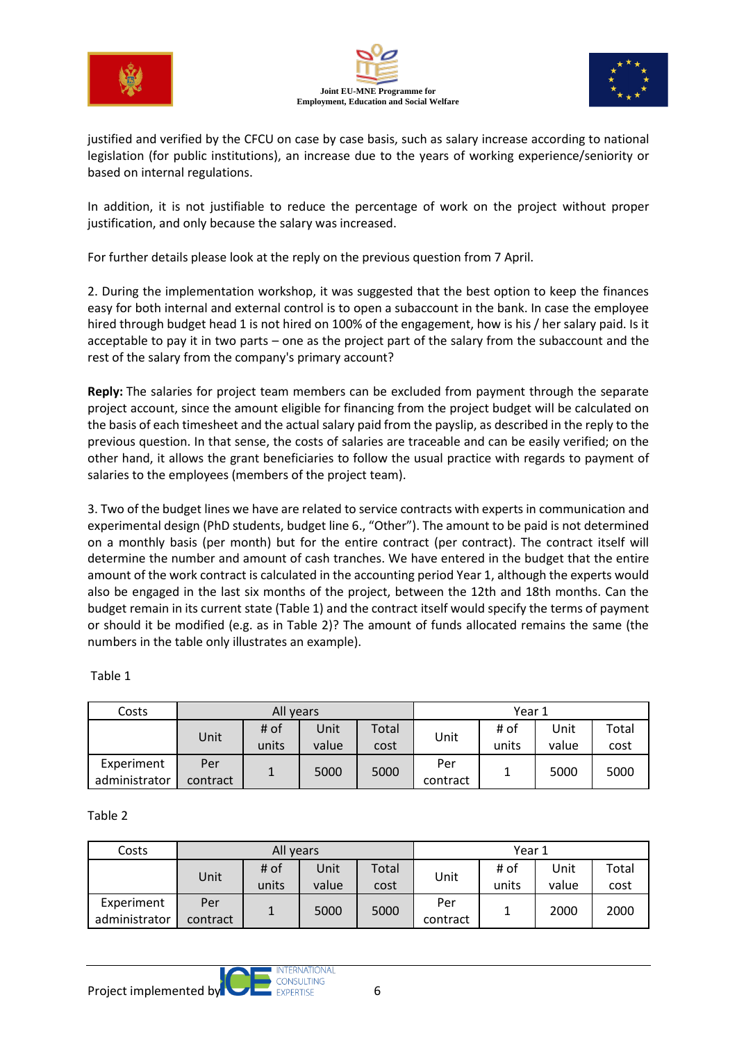justified and verified by the CFCU on case by case basis, such as salary increase according to national legislation (for public institutions), an increase due to the years of working experience/seniority or based on internal regulations.

In addition, it is not justifiable to reduce the percentage of work on the project without proper justification, and only because the salary was increased.

For further details please look at the reply on the previous question from 7 April.

2. During the implementation workshop, it was suggested that the best option to keep the finances easy for both internal and external control is to open a subaccount in the bank. In case the employee hired through budget head 1 is not hired on 100% of the engagement, how is his / her salary paid. Is it acceptable to pay it in two parts – one as the project part of the salary from the subaccount and the rest of the salary from the company's primary account?

**Reply:** The salaries for project team members can be excluded from payment through the separate project account, since the amount eligible for financing from the project budget will be calculated on the basis of each timesheet and the actual salary paid from the payslip, as described in the reply to the previous question. In that sense, the costs of salaries are traceable and can be easily verified; on the other hand, it allows the grant beneficiaries to follow the usual practice with regards to payment of salaries to the employees (members of the project team).

3. Two of the budget lines we have are related to service contracts with experts in communication and experimental design (PhD students, budget line 6., "Other"). The amount to be paid is not determined on a monthly basis (per month) but for the entire contract (per contract). The contract itself will determine the number and amount of cash tranches. We have entered in the budget that the entire amount of the work contract is calculated in the accounting period Year 1, although the experts would also be engaged in the last six months of the project, between the 12th and 18th months. Can the budget remain in its current state (Table 1) and the contract itself would specify the terms of payment or should it be modified (e.g. as in Table 2)? The amount of funds allocated remains the same (the numbers in the table only illustrates an example).

Table 1

| Costs | All years | | | | Year 1 | | | |
|---|---|---|---|---|---|---|---|---|
| | Unit | # of units | Unit value | Total cost | Unit | # of units | Unit value | Total cost |
| Experiment administrator | Per contract | 1 | 5000 | 5000 | Per contract | 1 | 5000 | 5000 |

Table 2

| Costs | All years | | | | Year 1 | | | |
|---|---|---|---|---|---|---|---|---|
| | Unit | # of units | Unit value | Total cost | Unit | # of units | Unit value | Total cost |
| Experiment administrator | Per contract | 1 | 5000 | 5000 | Per contract | 1 | 2000 | 2000 |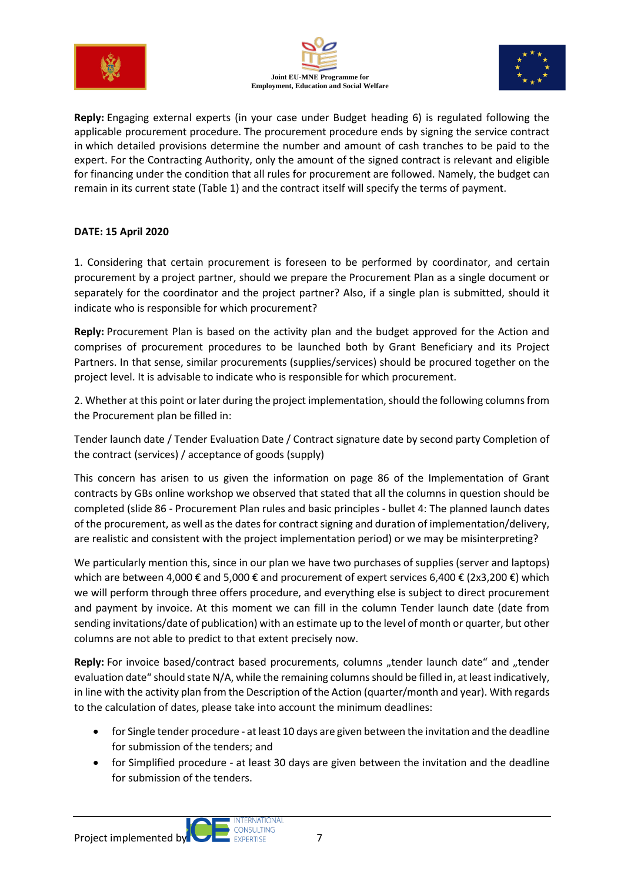**Reply:** Engaging external experts (in your case under Budget heading 6) is regulated following the applicable procurement procedure. The procurement procedure ends by signing the service contract in which detailed provisions determine the number and amount of cash tranches to be paid to the expert. For the Contracting Authority, only the amount of the signed contract is relevant and eligible for financing under the condition that all rules for procurement are followed. Namely, the budget can remain in its current state (Table 1) and the contract itself will specify the terms of payment.

**DATE: 15 April 2020**

1. Considering that certain procurement is foreseen to be performed by coordinator, and certain procurement by a project partner, should we prepare the Procurement Plan as a single document or separately for the coordinator and the project partner? Also, if a single plan is submitted, should it indicate who is responsible for which procurement?

**Reply:** Procurement Plan is based on the activity plan and the budget approved for the Action and comprises of procurement procedures to be launched both by Grant Beneficiary and its Project Partners. In that sense, similar procurements (supplies/services) should be procured together on the project level. It is advisable to indicate who is responsible for which procurement.

2. Whether at this point or later during the project implementation, should the following columns from the Procurement plan be filled in:

Tender launch date / Tender Evaluation Date / Contract signature date by second party Completion of the contract (services) / acceptance of goods (supply)

This concern has arisen to us given the information on page 86 of the Implementation of Grant contracts by GBs online workshop we observed that stated that all the columns in question should be completed (slide 86 - Procurement Plan rules and basic principles - bullet 4: The planned launch dates of the procurement, as well as the dates for contract signing and duration of implementation/delivery, are realistic and consistent with the project implementation period) or we may be misinterpreting?

We particularly mention this, since in our plan we have two purchases of supplies (server and laptops) which are between 4,000 € and 5,000 € and procurement of expert services 6,400 € (2x3,200 €) which we will perform through three offers procedure, and everything else is subject to direct procurement and payment by invoice. At this moment we can fill in the column Tender launch date (date from sending invitations/date of publication) with an estimate up to the level of month or quarter, but other columns are not able to predict to that extent precisely now.

**Reply:** For invoice based/contract based procurements, columns „tender launch date“ and „tender evaluation date“ should state N/A, while the remaining columns should be filled in, at least indicatively, in line with the activity plan from the Description of the Action (quarter/month and year). With regards to the calculation of dates, please take into account the minimum deadlines:

- for Single tender procedure - at least 10 days are given between the invitation and the deadline for submission of the tenders; and
- for Simplified procedure - at least 30 days are given between the invitation and the deadline for submission of the tenders.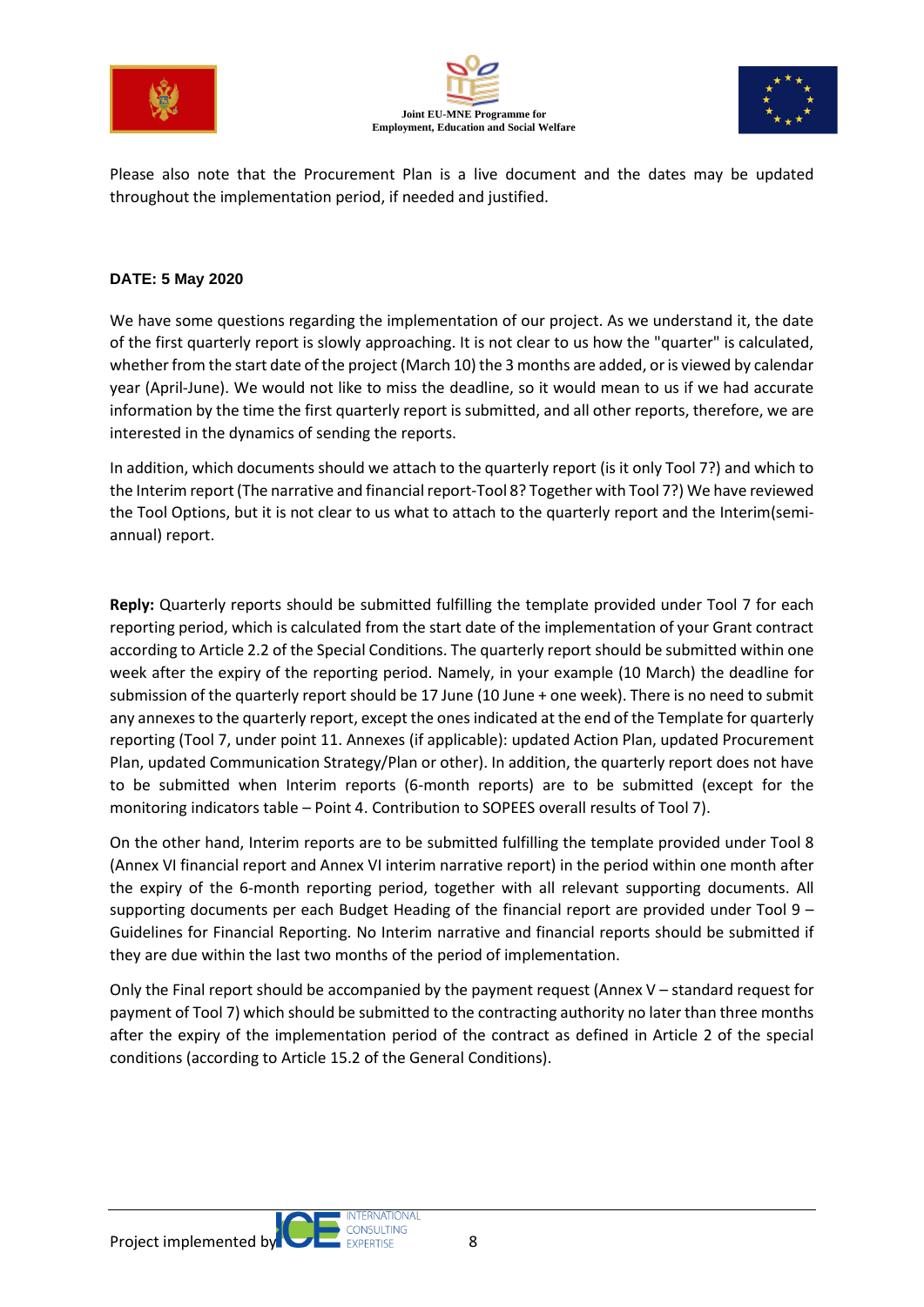Please also note that the Procurement Plan is a live document and the dates may be updated throughout the implementation period, if needed and justified.

**DATE: 5 May 2020**

We have some questions regarding the implementation of our project. As we understand it, the date of the first quarterly report is slowly approaching. It is not clear to us how the "quarter" is calculated, whether from the start date of the project (March 10) the 3 months are added, or is viewed by calendar year (April-June). We would not like to miss the deadline, so it would mean to us if we had accurate information by the time the first quarterly report is submitted, and all other reports, therefore, we are interested in the dynamics of sending the reports.

In addition, which documents should we attach to the quarterly report (is it only Tool 7?) and which to the Interim report (The narrative and financial report-Tool 8? Together with Tool 7?) We have reviewed the Tool Options, but it is not clear to us what to attach to the quarterly report and the Interim(semi-annual) report.

**Reply:** Quarterly reports should be submitted fulfilling the template provided under Tool 7 for each reporting period, which is calculated from the start date of the implementation of your Grant contract according to Article 2.2 of the Special Conditions. The quarterly report should be submitted within one week after the expiry of the reporting period. Namely, in your example (10 March) the deadline for submission of the quarterly report should be 17 June (10 June + one week). There is no need to submit any annexes to the quarterly report, except the ones indicated at the end of the Template for quarterly reporting (Tool 7, under point 11. Annexes (if applicable): updated Action Plan, updated Procurement Plan, updated Communication Strategy/Plan or other). In addition, the quarterly report does not have to be submitted when Interim reports (6-month reports) are to be submitted (except for the monitoring indicators table – Point 4. Contribution to SOPEES overall results of Tool 7).

On the other hand, Interim reports are to be submitted fulfilling the template provided under Tool 8 (Annex VI financial report and Annex VI interim narrative report) in the period within one month after the expiry of the 6-month reporting period, together with all relevant supporting documents. All supporting documents per each Budget Heading of the financial report are provided under Tool 9 – Guidelines for Financial Reporting. No Interim narrative and financial reports should be submitted if they are due within the last two months of the period of implementation.

Only the Final report should be accompanied by the payment request (Annex V – standard request for payment of Tool 7) which should be submitted to the contracting authority no later than three months after the expiry of the implementation period of the contract as defined in Article 2 of the special conditions (according to Article 15.2 of the General Conditions).